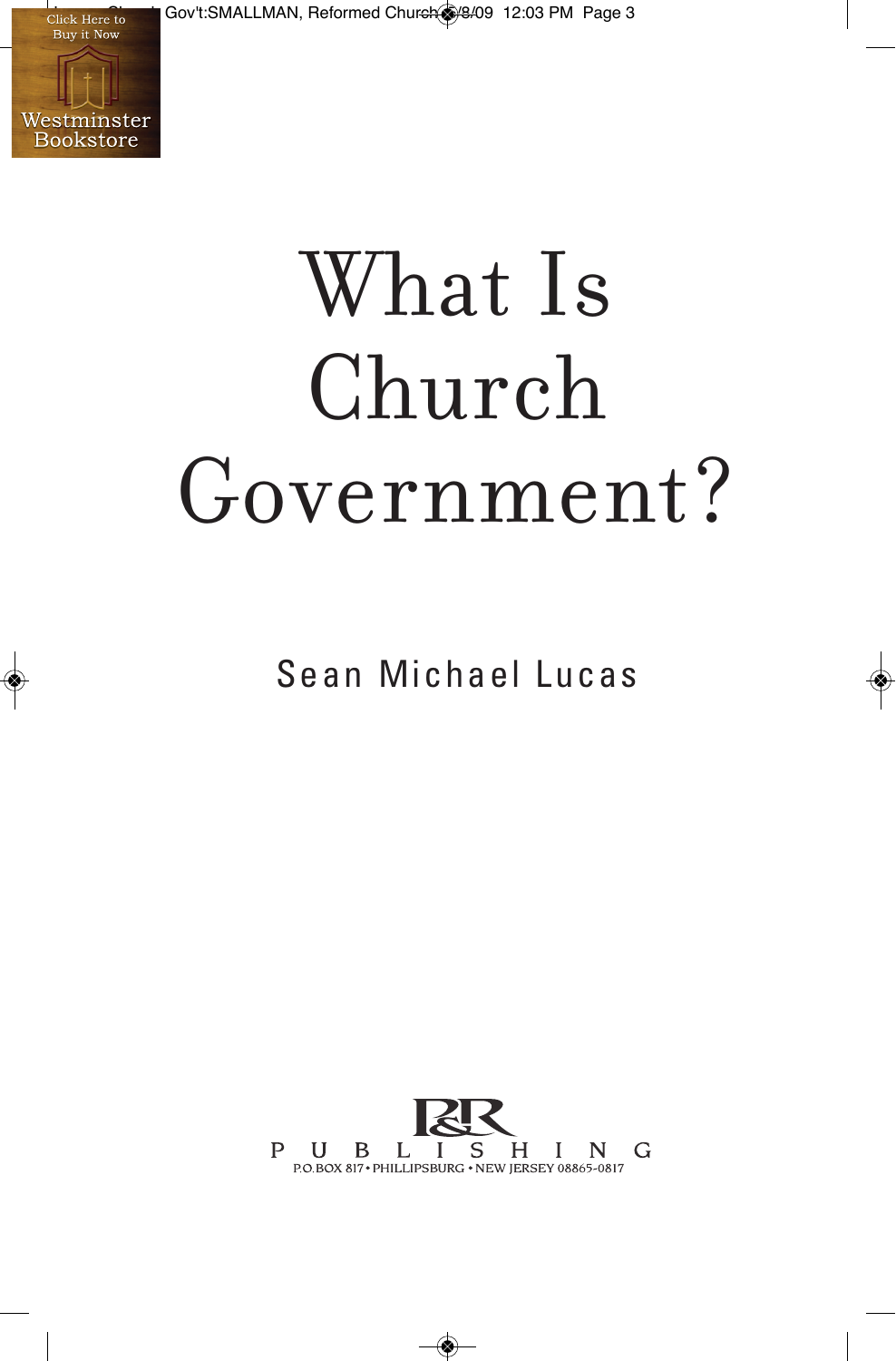# What Is Church Government?

Sean Michael Lucas

P&R PUBLISHING

P.O. BOX 817 • PHILLIPSBURG • NEW JERSEY 08865-0817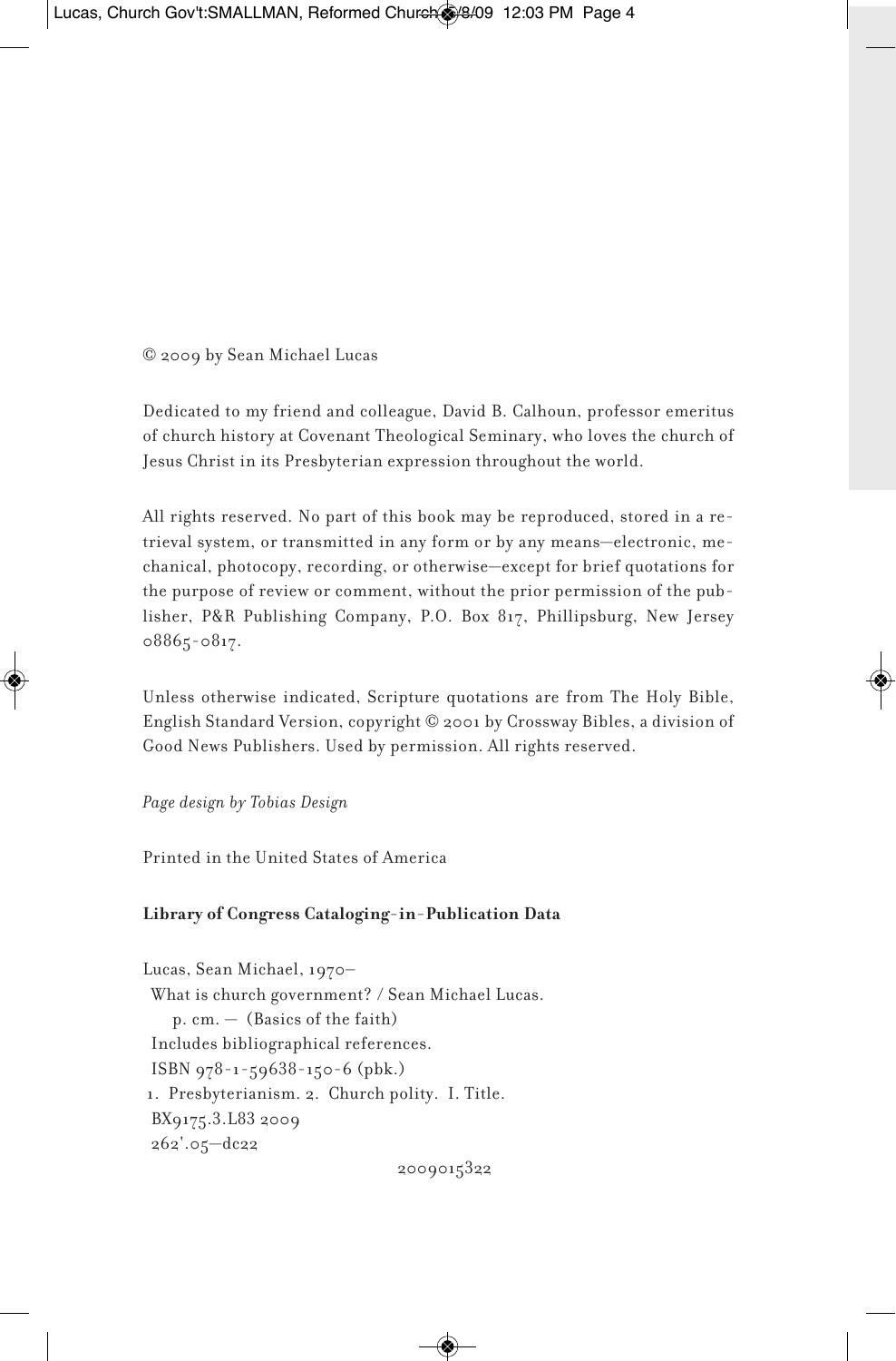© 2009 by Sean Michael Lucas

Dedicated to my friend and colleague, David B. Calhoun, professor emeritus of church history at Covenant Theological Seminary, who loves the church of Jesus Christ in its Presbyterian expression throughout the world.

All rights reserved. No part of this book may be reproduced, stored in a retrieval system, or transmitted in any form or by any means—electronic, mechanical, photocopy, recording, or otherwise—except for brief quotations for the purpose of review or comment, without the prior permission of the publisher, P&R Publishing Company, P.O. Box 817, Phillipsburg, New Jersey 08865-0817.

Unless otherwise indicated, Scripture quotations are from The Holy Bible, English Standard Version, copyright © 2001 by Crossway Bibles, a division of Good News Publishers. Used by permission. All rights reserved.

*Page design by Tobias Design*

Printed in the United States of America

**Library of Congress Cataloging-in-Publication Data**

Lucas, Sean Michael, 1970–
What is church government? / Sean Michael Lucas.
p. cm. — (Basics of the faith)
Includes bibliographical references.
ISBN 978-1-59638-150-6 (pbk.)
1. Presbyterianism. 2. Church polity. I. Title.
BX9175.3.L83 2009
262'.05—dc22

2009015322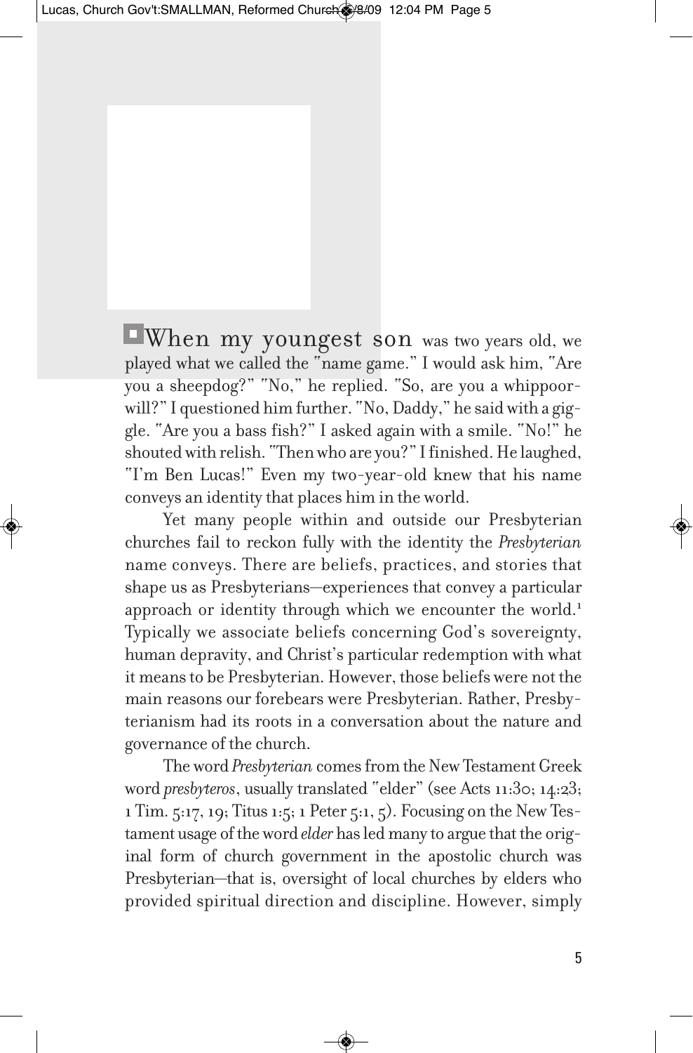When my youngest son was two years old, we played what we called the "name game." I would ask him, "Are you a sheepdog?" "No," he replied. "So, are you a whippoorwill?" I questioned him further. "No, Daddy," he said with a giggle. "Are you a bass fish?" I asked again with a smile. "No!" he shouted with relish. "Then who are you?" I finished. He laughed, "I'm Ben Lucas!" Even my two-year-old knew that his name conveys an identity that places him in the world.

Yet many people within and outside our Presbyterian churches fail to reckon fully with the identity the *Presbyterian* name conveys. There are beliefs, practices, and stories that shape us as Presbyterians—experiences that convey a particular approach or identity through which we encounter the world.[1] Typically we associate beliefs concerning God's sovereignty, human depravity, and Christ's particular redemption with what it means to be Presbyterian. However, those beliefs were not the main reasons our forebears were Presbyterian. Rather, Presbyterianism had its roots in a conversation about the nature and governance of the church.

The word *Presbyterian* comes from the New Testament Greek word *presbyteros*, usually translated "elder" (see Acts 11:30; 14:23; 1 Tim. 5:17, 19; Titus 1:5; 1 Peter 5:1, 5). Focusing on the New Testament usage of the word *elder* has led many to argue that the original form of church government in the apostolic church was Presbyterian—that is, oversight of local churches by elders who provided spiritual direction and discipline. However, simply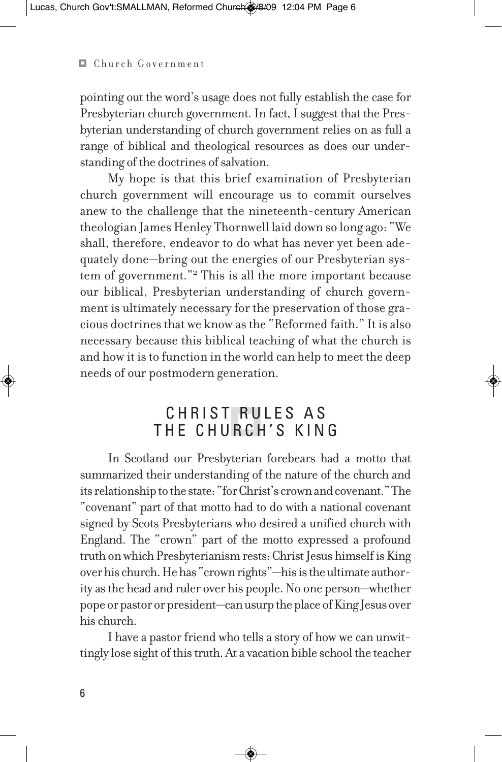pointing out the word's usage does not fully establish the case for Presbyterian church government. In fact, I suggest that the Presbyterian understanding of church government relies on as full a range of biblical and theological resources as does our understanding of the doctrines of salvation.

My hope is that this brief examination of Presbyterian church government will encourage us to commit ourselves anew to the challenge that the nineteenth-century American theologian James Henley Thornwell laid down so long ago: "We shall, therefore, endeavor to do what has never yet been adequately done—bring out the energies of our Presbyterian system of government."[2] This is all the more important because our biblical, Presbyterian understanding of church government is ultimately necessary for the preservation of those gracious doctrines that we know as the "Reformed faith." It is also necessary because this biblical teaching of what the church is and how it is to function in the world can help to meet the deep needs of our postmodern generation.

## CHRIST RULES AS THE CHURCH'S KING

In Scotland our Presbyterian forebears had a motto that summarized their understanding of the nature of the church and its relationship to the state: "for Christ's crown and covenant." The "covenant" part of that motto had to do with a national covenant signed by Scots Presbyterians who desired a unified church with England. The "crown" part of the motto expressed a profound truth on which Presbyterianism rests: Christ Jesus himself is King over his church. He has "crown rights"—his is the ultimate authority as the head and ruler over his people. No one person—whether pope or pastor or president—can usurp the place of King Jesus over his church.

I have a pastor friend who tells a story of how we can unwittingly lose sight of this truth. At a vacation bible school the teacher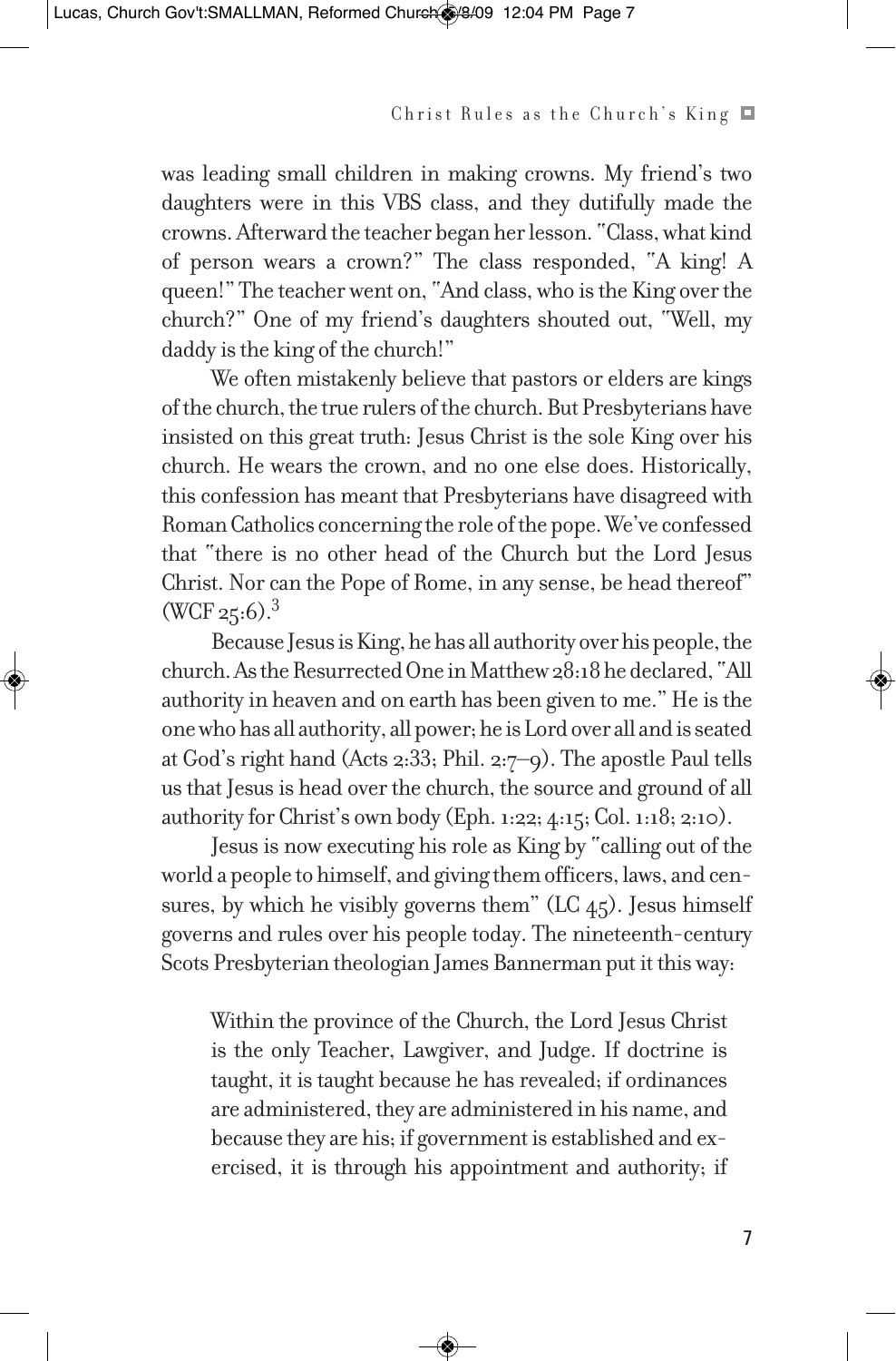was leading small children in making crowns. My friend's two daughters were in this VBS class, and they dutifully made the crowns. Afterward the teacher began her lesson. "Class, what kind of person wears a crown?" The class responded, "A king! A queen!" The teacher went on, "And class, who is the King over the church?" One of my friend's daughters shouted out, "Well, my daddy is the king of the church!"

We often mistakenly believe that pastors or elders are kings of the church, the true rulers of the church. But Presbyterians have insisted on this great truth: Jesus Christ is the sole King over his church. He wears the crown, and no one else does. Historically, this confession has meant that Presbyterians have disagreed with Roman Catholics concerning the role of the pope. We've confessed that "there is no other head of the Church but the Lord Jesus Christ. Nor can the Pope of Rome, in any sense, be head thereof" (WCF 25:6).[3]

Because Jesus is King, he has all authority over his people, the church. As the Resurrected One in Matthew 28:18 he declared, "All authority in heaven and on earth has been given to me." He is the one who has all authority, all power; he is Lord over all and is seated at God's right hand (Acts 2:33; Phil. 2:7–9). The apostle Paul tells us that Jesus is head over the church, the source and ground of all authority for Christ's own body (Eph. 1:22; 4:15; Col. 1:18; 2:10).

Jesus is now executing his role as King by "calling out of the world a people to himself, and giving them officers, laws, and censures, by which he visibly governs them" (LC 45). Jesus himself governs and rules over his people today. The nineteenth-century Scots Presbyterian theologian James Bannerman put it this way:

> Within the province of the Church, the Lord Jesus Christ is the only Teacher, Lawgiver, and Judge. If doctrine is taught, it is taught because he has revealed; if ordinances are administered, they are administered in his name, and because they are his; if government is established and exercised, it is through his appointment and authority; if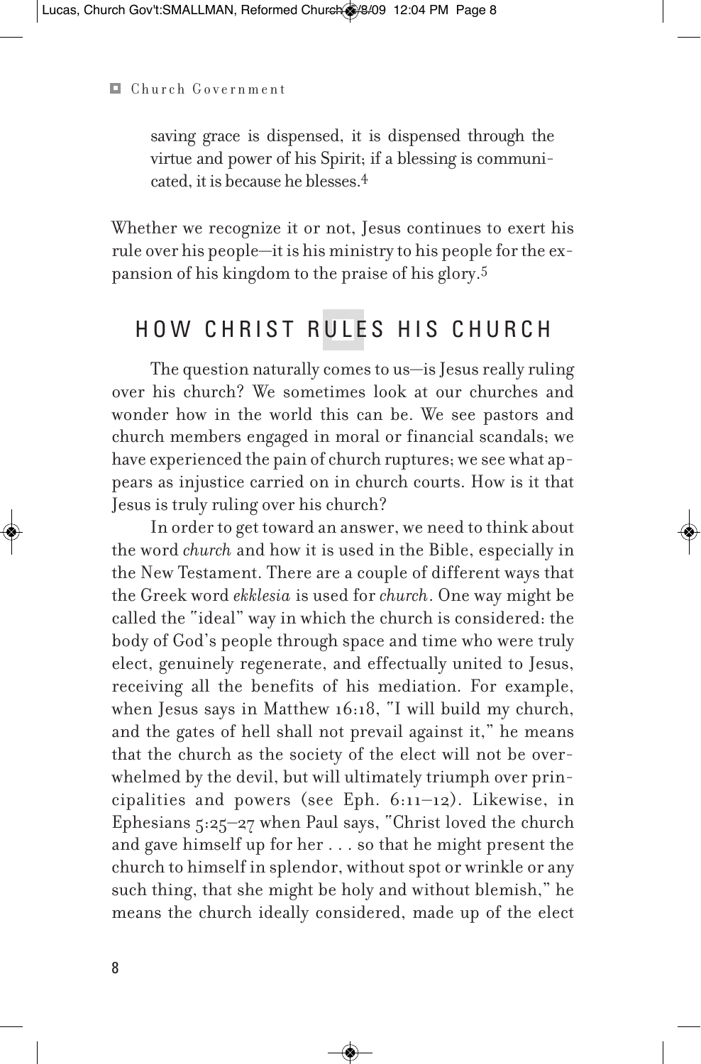saving grace is dispensed, it is dispensed through the virtue and power of his Spirit; if a blessing is communicated, it is because he blesses.[4]

Whether we recognize it or not, Jesus continues to exert his rule over his people—it is his ministry to his people for the expansion of his kingdom to the praise of his glory.[5]

## HOW CHRIST RULES HIS CHURCH

The question naturally comes to us—is Jesus really ruling over his church? We sometimes look at our churches and wonder how in the world this can be. We see pastors and church members engaged in moral or financial scandals; we have experienced the pain of church ruptures; we see what appears as injustice carried on in church courts. How is it that Jesus is truly ruling over his church?

In order to get toward an answer, we need to think about the word *church* and how it is used in the Bible, especially in the New Testament. There are a couple of different ways that the Greek word *ekklesia* is used for *church*. One way might be called the "ideal" way in which the church is considered: the body of God's people through space and time who were truly elect, genuinely regenerate, and effectually united to Jesus, receiving all the benefits of his mediation. For example, when Jesus says in Matthew 16:18, "I will build my church, and the gates of hell shall not prevail against it," he means that the church as the society of the elect will not be overwhelmed by the devil, but will ultimately triumph over principalities and powers (see Eph. 6:11–12). Likewise, in Ephesians 5:25–27 when Paul says, "Christ loved the church and gave himself up for her . . . so that he might present the church to himself in splendor, without spot or wrinkle or any such thing, that she might be holy and without blemish," he means the church ideally considered, made up of the elect